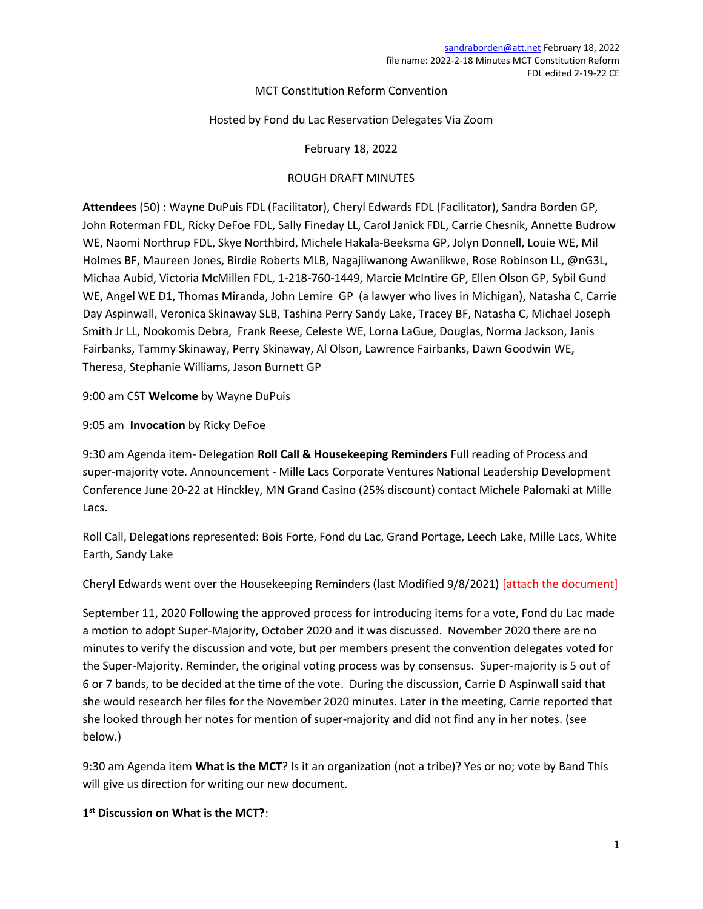sandraborden@att.net February 18, 2022
file name: 2022-2-18 Minutes MCT Constitution Reform
FDL edited 2-19-22 CE

MCT Constitution Reform Convention

Hosted by Fond du Lac Reservation Delegates Via Zoom

February 18, 2022

ROUGH DRAFT MINUTES

**Attendees** (50) : Wayne DuPuis FDL (Facilitator), Cheryl Edwards FDL (Facilitator), Sandra Borden GP, John Roterman FDL, Ricky DeFoe FDL, Sally Fineday LL, Carol Janick FDL, Carrie Chesnik, Annette Budrow WE, Naomi Northrup FDL, Skye Northbird, Michele Hakala-Beeksma GP, Jolyn Donnell, Louie WE, Mil Holmes BF, Maureen Jones, Birdie Roberts MLB, Nagajiiwanong Awaniikwe, Rose Robinson LL, @nG3L, Michaa Aubid, Victoria McMillen FDL, 1-218-760-1449, Marcie McIntire GP, Ellen Olson GP, Sybil Gund WE, Angel WE D1, Thomas Miranda, John Lemire GP (a lawyer who lives in Michigan), Natasha C, Carrie Day Aspinwall, Veronica Skinaway SLB, Tashina Perry Sandy Lake, Tracey BF, Natasha C, Michael Joseph Smith Jr LL, Nookomis Debra, Frank Reese, Celeste WE, Lorna LaGue, Douglas, Norma Jackson, Janis Fairbanks, Tammy Skinaway, Perry Skinaway, Al Olson, Lawrence Fairbanks, Dawn Goodwin WE, Theresa, Stephanie Williams, Jason Burnett GP

9:00 am CST **Welcome** by Wayne DuPuis

9:05 am **Invocation** by Ricky DeFoe

9:30 am Agenda item- Delegation **Roll Call & Housekeeping Reminders** Full reading of Process and super-majority vote. Announcement - Mille Lacs Corporate Ventures National Leadership Development Conference June 20-22 at Hinckley, MN Grand Casino (25% discount) contact Michele Palomaki at Mille Lacs.

Roll Call, Delegations represented: Bois Forte, Fond du Lac, Grand Portage, Leech Lake, Mille Lacs, White Earth, Sandy Lake

Cheryl Edwards went over the Housekeeping Reminders (last Modified 9/8/2021) [attach the document]

September 11, 2020 Following the approved process for introducing items for a vote, Fond du Lac made a motion to adopt Super-Majority, October 2020 and it was discussed. November 2020 there are no minutes to verify the discussion and vote, but per members present the convention delegates voted for the Super-Majority. Reminder, the original voting process was by consensus. Super-majority is 5 out of 6 or 7 bands, to be decided at the time of the vote. During the discussion, Carrie D Aspinwall said that she would research her files for the November 2020 minutes. Later in the meeting, Carrie reported that she looked through her notes for mention of super-majority and did not find any in her notes. (see below.)

9:30 am Agenda item **What is the MCT**? Is it an organization (not a tribe)? Yes or no; vote by Band This will give us direction for writing our new document.

**1st Discussion on What is the MCT?**: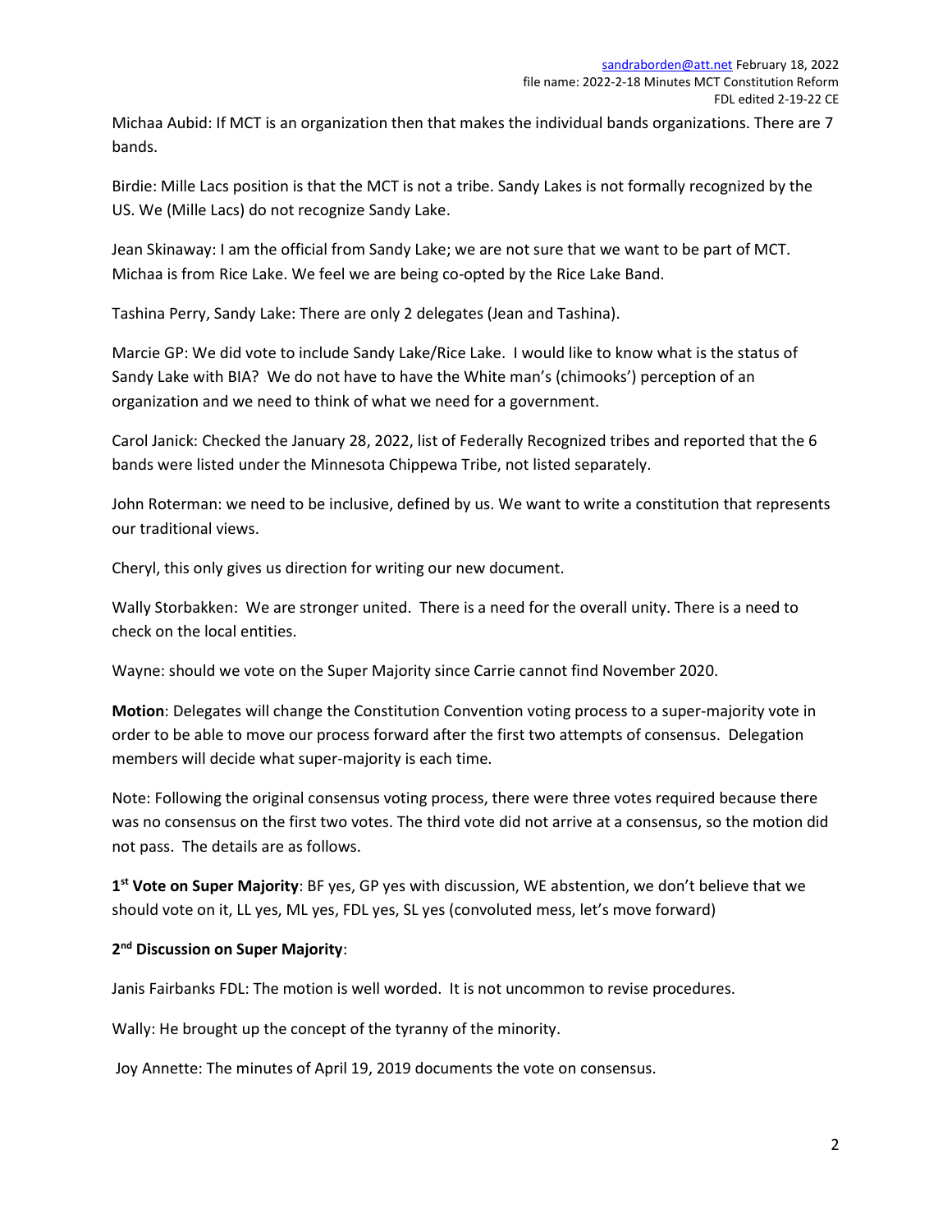Michaa Aubid: If MCT is an organization then that makes the individual bands organizations. There are 7 bands.

Birdie: Mille Lacs position is that the MCT is not a tribe. Sandy Lakes is not formally recognized by the US. We (Mille Lacs) do not recognize Sandy Lake.

Jean Skinaway: I am the official from Sandy Lake; we are not sure that we want to be part of MCT. Michaa is from Rice Lake. We feel we are being co-opted by the Rice Lake Band.

Tashina Perry, Sandy Lake: There are only 2 delegates (Jean and Tashina).

Marcie GP: We did vote to include Sandy Lake/Rice Lake. I would like to know what is the status of Sandy Lake with BIA? We do not have to have the White man's (chimooks') perception of an organization and we need to think of what we need for a government.

Carol Janick: Checked the January 28, 2022, list of Federally Recognized tribes and reported that the 6 bands were listed under the Minnesota Chippewa Tribe, not listed separately.

John Roterman: we need to be inclusive, defined by us. We want to write a constitution that represents our traditional views.

Cheryl, this only gives us direction for writing our new document.

Wally Storbakken: We are stronger united. There is a need for the overall unity. There is a need to check on the local entities.

Wayne: should we vote on the Super Majority since Carrie cannot find November 2020.

**Motion**: Delegates will change the Constitution Convention voting process to a super-majority vote in order to be able to move our process forward after the first two attempts of consensus. Delegation members will decide what super-majority is each time.

Note: Following the original consensus voting process, there were three votes required because there was no consensus on the first two votes. The third vote did not arrive at a consensus, so the motion did not pass. The details are as follows.

**1st Vote on Super Majority**: BF yes, GP yes with discussion, WE abstention, we don't believe that we should vote on it, LL yes, ML yes, FDL yes, SL yes (convoluted mess, let's move forward)

**2nd Discussion on Super Majority**:

Janis Fairbanks FDL: The motion is well worded. It is not uncommon to revise procedures.

Wally: He brought up the concept of the tyranny of the minority.

Joy Annette: The minutes of April 19, 2019 documents the vote on consensus.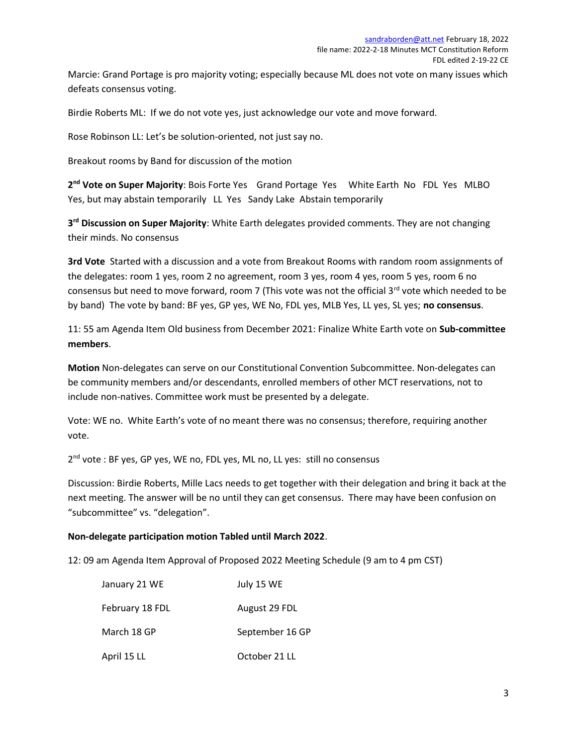Marcie: Grand Portage is pro majority voting; especially because ML does not vote on many issues which defeats consensus voting.

Birdie Roberts ML: If we do not vote yes, just acknowledge our vote and move forward.

Rose Robinson LL: Let's be solution-oriented, not just say no.

Breakout rooms by Band for discussion of the motion

**2nd Vote on Super Majority**: Bois Forte Yes Grand Portage Yes White Earth No FDL Yes MLBO Yes, but may abstain temporarily LL Yes Sandy Lake Abstain temporarily

**3rd Discussion on Super Majority**: White Earth delegates provided comments. They are not changing their minds. No consensus

**3rd Vote** Started with a discussion and a vote from Breakout Rooms with random room assignments of the delegates: room 1 yes, room 2 no agreement, room 3 yes, room 4 yes, room 5 yes, room 6 no consensus but need to move forward, room 7 (This vote was not the official 3rd vote which needed to be by band) The vote by band: BF yes, GP yes, WE No, FDL yes, MLB Yes, LL yes, SL yes; **no consensus**.

11: 55 am Agenda Item Old business from December 2021: Finalize White Earth vote on **Sub-committee members**.

**Motion** Non-delegates can serve on our Constitutional Convention Subcommittee. Non-delegates can be community members and/or descendants, enrolled members of other MCT reservations, not to include non-natives. Committee work must be presented by a delegate.

Vote: WE no. White Earth's vote of no meant there was no consensus; therefore, requiring another vote.

2nd vote : BF yes, GP yes, WE no, FDL yes, ML no, LL yes: still no consensus

Discussion: Birdie Roberts, Mille Lacs needs to get together with their delegation and bring it back at the next meeting. The answer will be no until they can get consensus. There may have been confusion on "subcommittee" vs. "delegation".

**Non-delegate participation motion Tabled until March 2022**.

12: 09 am Agenda Item Approval of Proposed 2022 Meeting Schedule (9 am to 4 pm CST)

| | |
|---|---|
| January 21 WE | July 15 WE |
| February 18 FDL | August 29 FDL |
| March 18 GP | September 16 GP |
| April 15 LL | October 21 LL |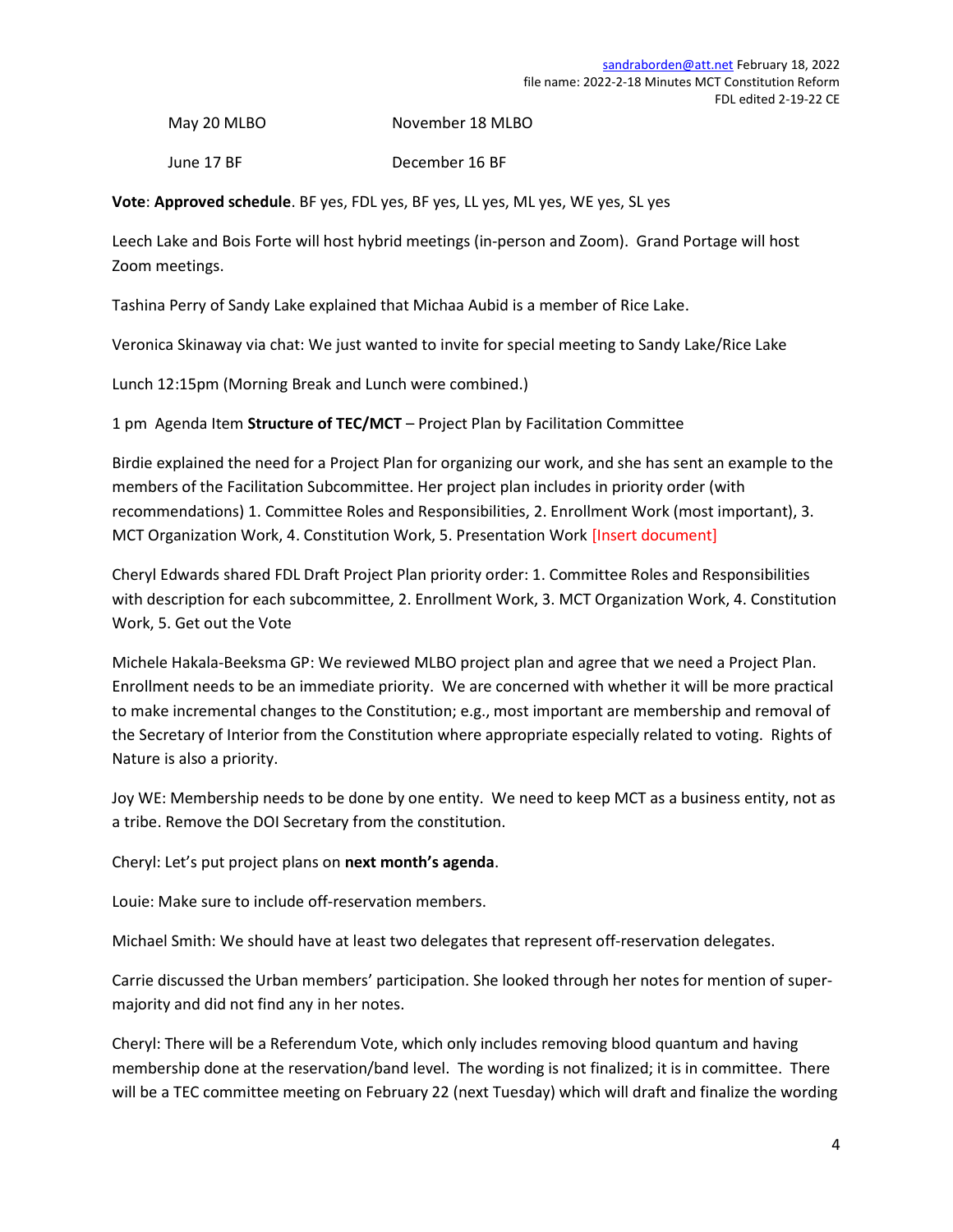| | |
|---|---|
| May 20 MLBO | November 18 MLBO |
| June 17 BF | December 16 BF |

**Vote**: **Approved schedule**. BF yes, FDL yes, BF yes, LL yes, ML yes, WE yes, SL yes

Leech Lake and Bois Forte will host hybrid meetings (in-person and Zoom). Grand Portage will host Zoom meetings.

Tashina Perry of Sandy Lake explained that Michaa Aubid is a member of Rice Lake.

Veronica Skinaway via chat: We just wanted to invite for special meeting to Sandy Lake/Rice Lake

Lunch 12:15pm (Morning Break and Lunch were combined.)

1 pm Agenda Item **Structure of TEC/MCT** – Project Plan by Facilitation Committee

Birdie explained the need for a Project Plan for organizing our work, and she has sent an example to the members of the Facilitation Subcommittee. Her project plan includes in priority order (with recommendations) 1. Committee Roles and Responsibilities, 2. Enrollment Work (most important), 3. MCT Organization Work, 4. Constitution Work, 5. Presentation Work [Insert document]

Cheryl Edwards shared FDL Draft Project Plan priority order: 1. Committee Roles and Responsibilities with description for each subcommittee, 2. Enrollment Work, 3. MCT Organization Work, 4. Constitution Work, 5. Get out the Vote

Michele Hakala-Beeksma GP: We reviewed MLBO project plan and agree that we need a Project Plan. Enrollment needs to be an immediate priority. We are concerned with whether it will be more practical to make incremental changes to the Constitution; e.g., most important are membership and removal of the Secretary of Interior from the Constitution where appropriate especially related to voting. Rights of Nature is also a priority.

Joy WE: Membership needs to be done by one entity. We need to keep MCT as a business entity, not as a tribe. Remove the DOI Secretary from the constitution.

Cheryl: Let's put project plans on **next month's agenda**.

Louie: Make sure to include off-reservation members.

Michael Smith: We should have at least two delegates that represent off-reservation delegates.

Carrie discussed the Urban members' participation. She looked through her notes for mention of super-majority and did not find any in her notes.

Cheryl: There will be a Referendum Vote, which only includes removing blood quantum and having membership done at the reservation/band level. The wording is not finalized; it is in committee. There will be a TEC committee meeting on February 22 (next Tuesday) which will draft and finalize the wording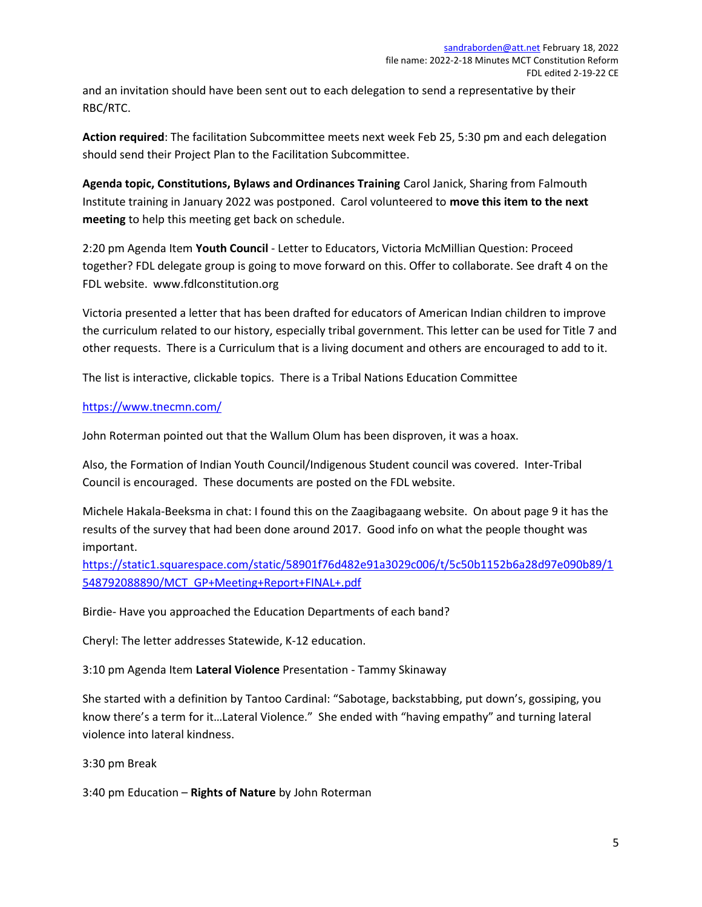and an invitation should have been sent out to each delegation to send a representative by their RBC/RTC.

**Action required**: The facilitation Subcommittee meets next week Feb 25, 5:30 pm and each delegation should send their Project Plan to the Facilitation Subcommittee.

**Agenda topic, Constitutions, Bylaws and Ordinances Training** Carol Janick, Sharing from Falmouth Institute training in January 2022 was postponed. Carol volunteered to **move this item to the next meeting** to help this meeting get back on schedule.

2:20 pm Agenda Item **Youth Council** - Letter to Educators, Victoria McMillian Question: Proceed together? FDL delegate group is going to move forward on this. Offer to collaborate. See draft 4 on the FDL website. www.fdlconstitution.org

Victoria presented a letter that has been drafted for educators of American Indian children to improve the curriculum related to our history, especially tribal government. This letter can be used for Title 7 and other requests. There is a Curriculum that is a living document and others are encouraged to add to it.

The list is interactive, clickable topics. There is a Tribal Nations Education Committee

https://www.tnecmn.com/

John Roterman pointed out that the Wallum Olum has been disproven, it was a hoax.

Also, the Formation of Indian Youth Council/Indigenous Student council was covered. Inter-Tribal Council is encouraged. These documents are posted on the FDL website.

Michele Hakala-Beeksma in chat: I found this on the Zaagibagaang website. On about page 9 it has the results of the survey that had been done around 2017. Good info on what the people thought was important.
https://static1.squarespace.com/static/58901f76d482e91a3029c006/t/5c50b1152b6a28d97e090b89/1548792088890/MCT_GP+Meeting+Report+FINAL+.pdf

Birdie- Have you approached the Education Departments of each band?

Cheryl: The letter addresses Statewide, K-12 education.

3:10 pm Agenda Item **Lateral Violence** Presentation - Tammy Skinaway

She started with a definition by Tantoo Cardinal: "Sabotage, backstabbing, put down's, gossiping, you know there's a term for it…Lateral Violence." She ended with "having empathy" and turning lateral violence into lateral kindness.

3:30 pm Break

3:40 pm Education – **Rights of Nature** by John Roterman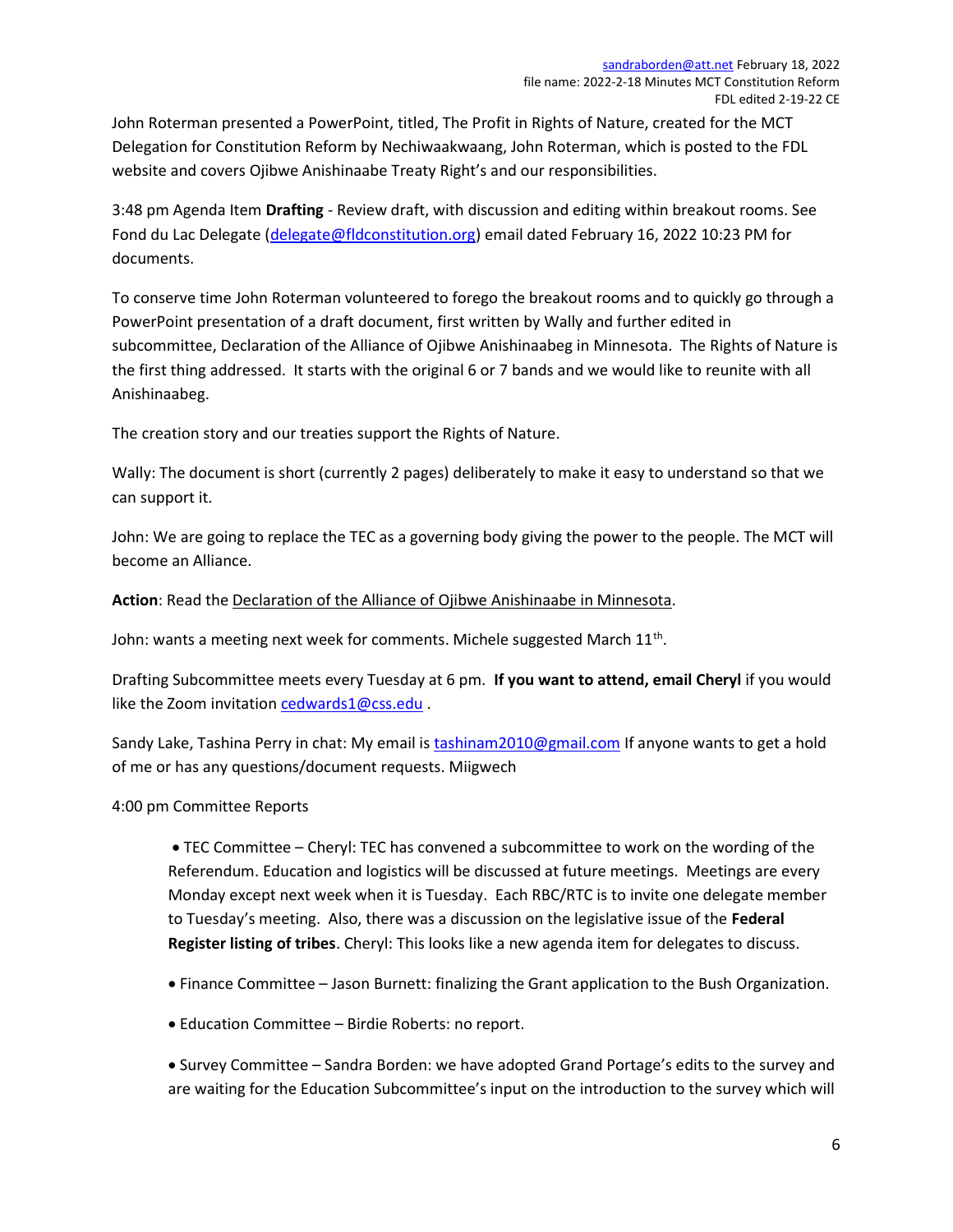John Roterman presented a PowerPoint, titled, The Profit in Rights of Nature, created for the MCT Delegation for Constitution Reform by Nechiwaakwaang, John Roterman, which is posted to the FDL website and covers Ojibwe Anishinaabe Treaty Right's and our responsibilities.

3:48 pm Agenda Item **Drafting** - Review draft, with discussion and editing within breakout rooms. See Fond du Lac Delegate (delegate@fldconstitution.org) email dated February 16, 2022 10:23 PM for documents.

To conserve time John Roterman volunteered to forego the breakout rooms and to quickly go through a PowerPoint presentation of a draft document, first written by Wally and further edited in subcommittee, Declaration of the Alliance of Ojibwe Anishinaabeg in Minnesota. The Rights of Nature is the first thing addressed. It starts with the original 6 or 7 bands and we would like to reunite with all Anishinaabeg.

The creation story and our treaties support the Rights of Nature.

Wally: The document is short (currently 2 pages) deliberately to make it easy to understand so that we can support it.

John: We are going to replace the TEC as a governing body giving the power to the people. The MCT will become an Alliance.

**Action**: Read the Declaration of the Alliance of Ojibwe Anishinaabe in Minnesota.

John: wants a meeting next week for comments. Michele suggested March 11th.

Drafting Subcommittee meets every Tuesday at 6 pm. **If you want to attend, email Cheryl** if you would like the Zoom invitation cedwards1@css.edu .

Sandy Lake, Tashina Perry in chat: My email is tashinam2010@gmail.com If anyone wants to get a hold of me or has any questions/document requests. Miigwech

4:00 pm Committee Reports

- TEC Committee – Cheryl: TEC has convened a subcommittee to work on the wording of the Referendum. Education and logistics will be discussed at future meetings. Meetings are every Monday except next week when it is Tuesday. Each RBC/RTC is to invite one delegate member to Tuesday's meeting. Also, there was a discussion on the legislative issue of the **Federal Register listing of tribes**. Cheryl: This looks like a new agenda item for delegates to discuss.
- Finance Committee – Jason Burnett: finalizing the Grant application to the Bush Organization.
- Education Committee – Birdie Roberts: no report.
- Survey Committee – Sandra Borden: we have adopted Grand Portage's edits to the survey and are waiting for the Education Subcommittee's input on the introduction to the survey which will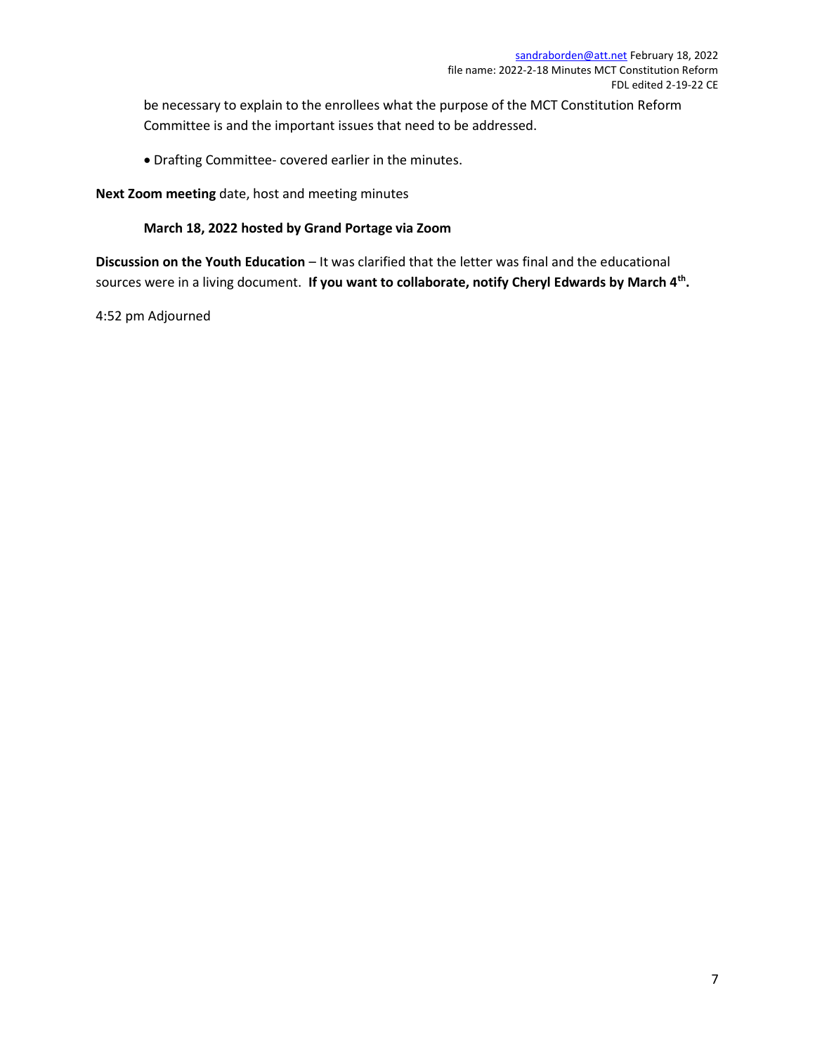be necessary to explain to the enrollees what the purpose of the MCT Constitution Reform Committee is and the important issues that need to be addressed.

- Drafting Committee- covered earlier in the minutes.

**Next Zoom meeting** date, host and meeting minutes

**March 18, 2022 hosted by Grand Portage via Zoom**

**Discussion on the Youth Education** – It was clarified that the letter was final and the educational sources were in a living document. **If you want to collaborate, notify Cheryl Edwards by March 4th.**

4:52 pm Adjourned